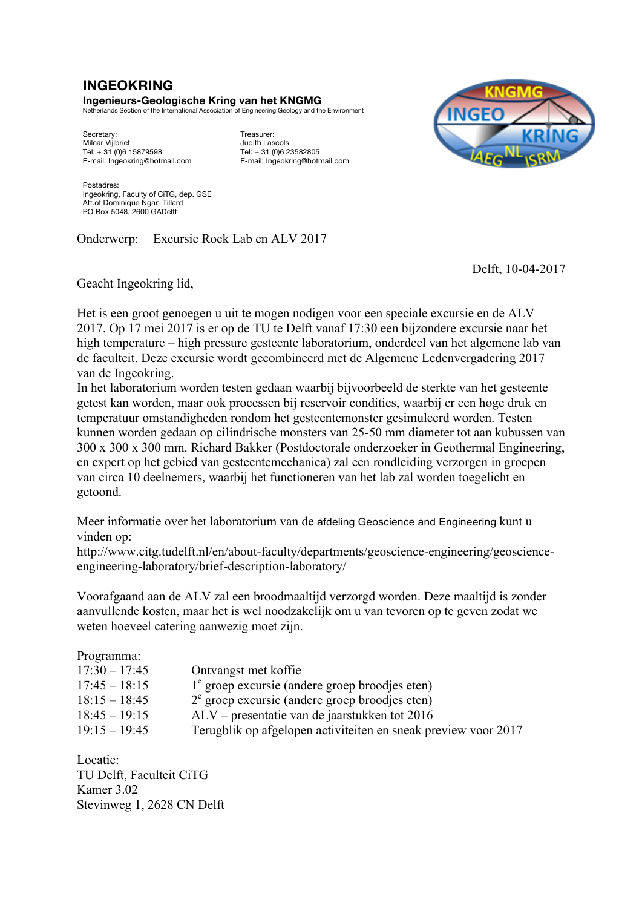# INGEOKRING

**Ingenieurs-Geologische Kring van het KNGMG**
Netherlands Section of the International Association of Engineering Geology and the Environment

Secretary:
Milcar Vijlbrief
Tel: + 31 (0)6 15879598
E-mail: Ingeokring@hotmail.com

Treasurer:
Judith Lascols
Tel: + 31 (0)6 23582805
E-mail: Ingeokring@hotmail.com

Postadres:
Ingeokring, Faculty of CiTG, dep. GSE
Att.of Dominique Ngan-Tillard
PO Box 5048, 2600 GADelft

Onderwerp: Excursie Rock Lab en ALV 2017

Delft, 10-04-2017

Geacht Ingeokring lid,

Het is een groot genoegen u uit te mogen nodigen voor een speciale excursie en de ALV 2017. Op 17 mei 2017 is er op de TU te Delft vanaf 17:30 een bijzondere excursie naar het high temperature – high pressure gesteente laboratorium, onderdeel van het algemene lab van de faculteit. Deze excursie wordt gecombineerd met de Algemene Ledenvergadering 2017 van de Ingeokring.
In het laboratorium worden testen gedaan waarbij bijvoorbeeld de sterkte van het gesteente getest kan worden, maar ook processen bij reservoir condities, waarbij er een hoge druk en temperatuur omstandigheden rondom het gesteentemonster gesimuleerd worden. Testen kunnen worden gedaan op cilindrische monsters van 25-50 mm diameter tot aan kubussen van 300 x 300 x 300 mm. Richard Bakker (Postdoctorale onderzoeker in Geothermal Engineering, en expert op het gebied van gesteentemechanica) zal een rondleiding verzorgen in groepen van circa 10 deelnemers, waarbij het functioneren van het lab zal worden toegelicht en getoond.

Meer informatie over het laboratorium van de afdeling Geoscience and Engineering kunt u vinden op:
http://www.citg.tudelft.nl/en/about-faculty/departments/geoscience-engineering/geoscience-engineering-laboratory/brief-description-laboratory/

Voorafgaand aan de ALV zal een broodmaaltijd verzorgd worden. Deze maaltijd is zonder aanvullende kosten, maar het is wel noodzakelijk om u van tevoren op te geven zodat we weten hoeveel catering aanwezig moet zijn.

Programma:

| | |
|---|---|
| 17:30 – 17:45 | Ontvangst met koffie |
| 17:45 – 18:15 | 1e groep excursie (andere groep broodjes eten) |
| 18:15 – 18:45 | 2e groep excursie (andere groep broodjes eten) |
| 18:45 – 19:15 | ALV – presentatie van de jaarstukken tot 2016 |
| 19:15 – 19:45 | Terugblik op afgelopen activiteiten en sneak preview voor 2017 |

Locatie:
TU Delft, Faculteit CiTG
Kamer 3.02
Stevinweg 1, 2628 CN Delft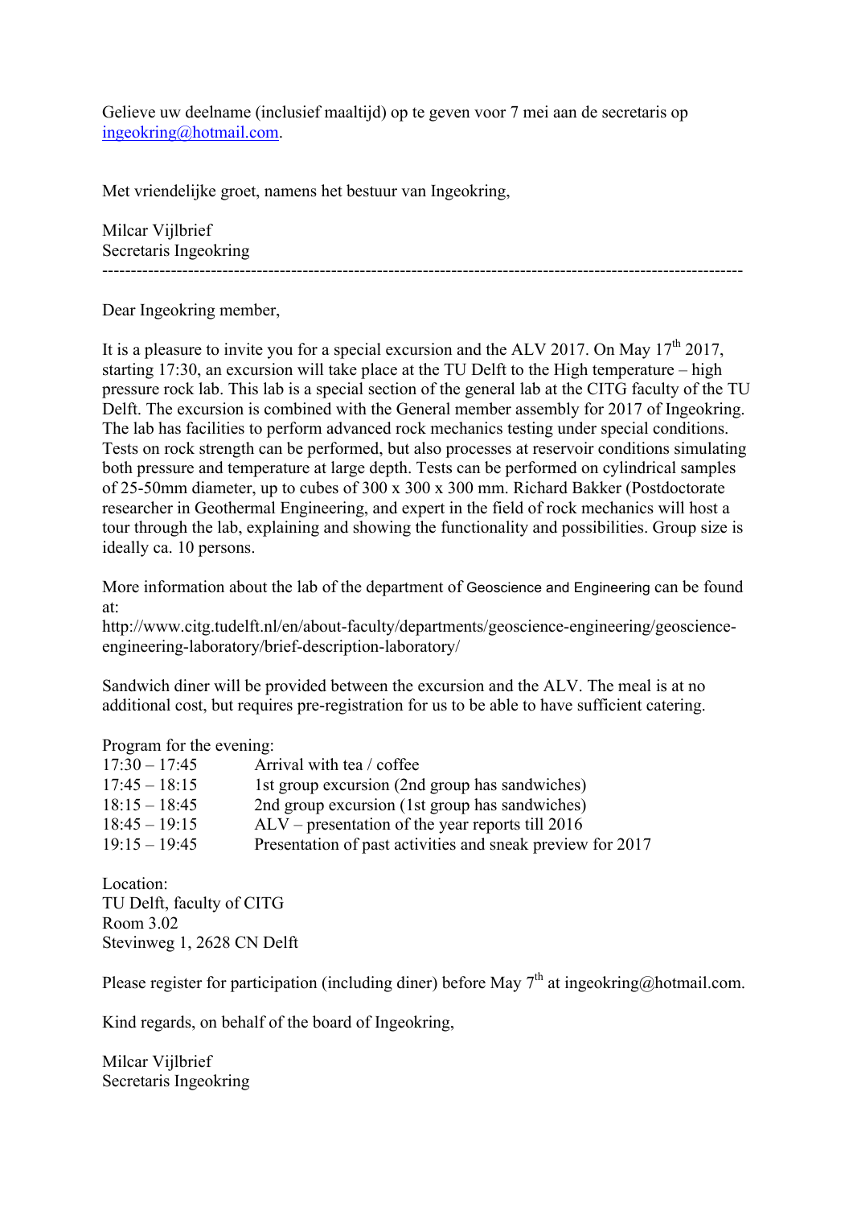Gelieve uw deelname (inclusief maaltijd) op te geven voor 7 mei aan de secretaris op ingeokring@hotmail.com.

Met vriendelijke groet, namens het bestuur van Ingeokring,

Milcar Vijlbrief
Secretaris Ingeokring

---

Dear Ingeokring member,

It is a pleasure to invite you for a special excursion and the ALV 2017. On May 17th 2017, starting 17:30, an excursion will take place at the TU Delft to the High temperature – high pressure rock lab. This lab is a special section of the general lab at the CITG faculty of the TU Delft. The excursion is combined with the General member assembly for 2017 of Ingeokring. The lab has facilities to perform advanced rock mechanics testing under special conditions. Tests on rock strength can be performed, but also processes at reservoir conditions simulating both pressure and temperature at large depth. Tests can be performed on cylindrical samples of 25-50mm diameter, up to cubes of 300 x 300 x 300 mm. Richard Bakker (Postdoctorate researcher in Geothermal Engineering, and expert in the field of rock mechanics will host a tour through the lab, explaining and showing the functionality and possibilities. Group size is ideally ca. 10 persons.

More information about the lab of the department of Geoscience and Engineering can be found at:
http://www.citg.tudelft.nl/en/about-faculty/departments/geoscience-engineering/geoscience-engineering-laboratory/brief-description-laboratory/

Sandwich diner will be provided between the excursion and the ALV. The meal is at no additional cost, but requires pre-registration for us to be able to have sufficient catering.

Program for the evening:

| | |
|---|---|
| 17:30 – 17:45 | Arrival with tea / coffee |
| 17:45 – 18:15 | 1st group excursion (2nd group has sandwiches) |
| 18:15 – 18:45 | 2nd group excursion (1st group has sandwiches) |
| 18:45 – 19:15 | ALV – presentation of the year reports till 2016 |
| 19:15 – 19:45 | Presentation of past activities and sneak preview for 2017 |

Location:
TU Delft, faculty of CITG
Room 3.02
Stevinweg 1, 2628 CN Delft

Please register for participation (including diner) before May 7th at ingeokring@hotmail.com.

Kind regards, on behalf of the board of Ingeokring,

Milcar Vijlbrief
Secretaris Ingeokring